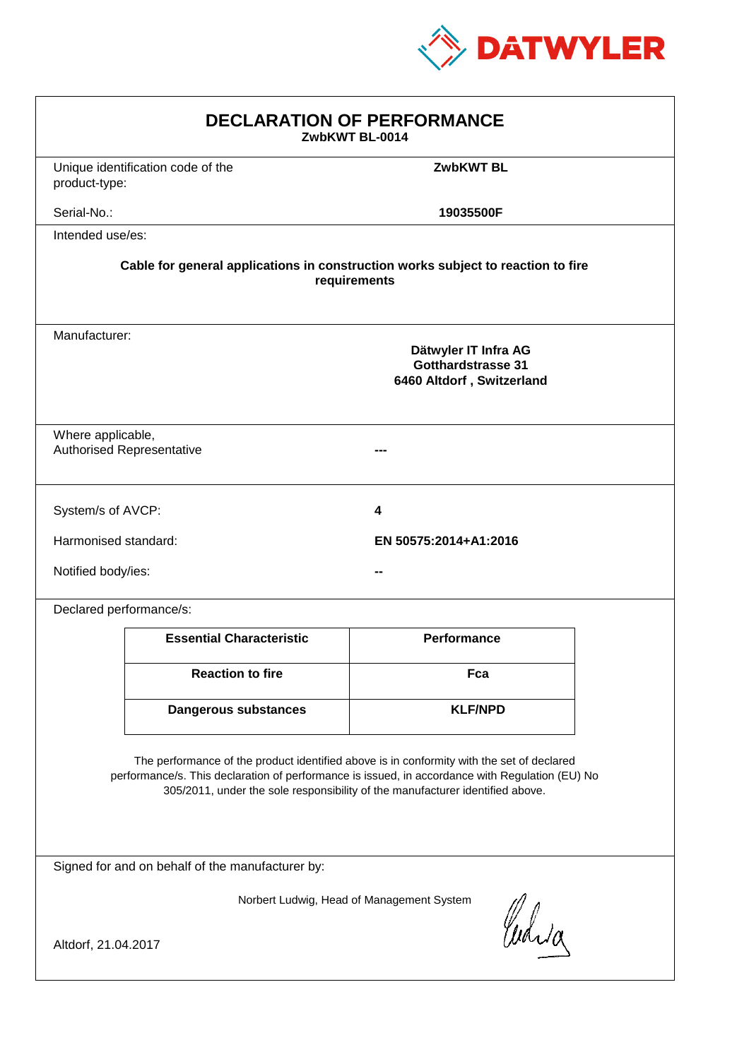DATWYLER

# DECLARATION OF PERFORMANCE

**ZwbKWT BL-0014**

| | |
|---|---|
| Unique identification code of the product-type: | **ZwbKWT BL** |
| Serial-No.: | **19035500F** |

Intended use/es:

**Cable for general applications in construction works subject to reaction to fire requirements**

Manufacturer:

**Dätwyler IT Infra AG**
**Gotthardstrasse 31**
**6460 Altdorf , Switzerland**

Where applicable,
Authorised Representative: ---

| | |
|---|---|
| System/s of AVCP: | **4** |
| Harmonised standard: | **EN 50575:2014+A1:2016** |
| Notified body/ies: | **--** |

Declared performance/s:

| Essential Characteristic | Performance |
|---|---|
| **Reaction to fire** | **Fca** |
| **Dangerous substances** | **KLF/NPD** |

The performance of the product identified above is in conformity with the set of declared performance/s. This declaration of performance is issued, in accordance with Regulation (EU) No 305/2011, under the sole responsibility of the manufacturer identified above.

Signed for and on behalf of the manufacturer by:

Norbert Ludwig, Head of Management System

Altdorf, 21.04.2017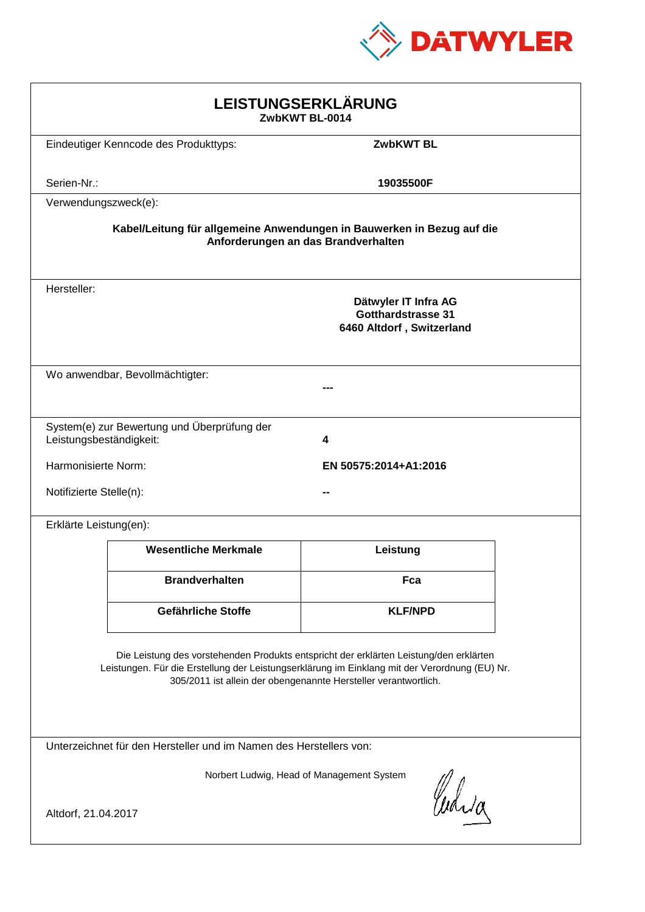DATWYLER

# LEISTUNGSERKLÄRUNG
**ZwbKWT BL-0014**

Eindeutiger Kenncode des Produkttyps: **ZwbKWT BL**

Serien-Nr.: **19035500F**

Verwendungszweck(e):

**Kabel/Leitung für allgemeine Anwendungen in Bauwerken in Bezug auf die Anforderungen an das Brandverhalten**

Hersteller:

**Dätwyler IT Infra AG**
**Gotthardstrasse 31**
**6460 Altdorf , Switzerland**

Wo anwendbar, Bevollmächtigter: **---**

System(e) zur Bewertung und Überprüfung der Leistungsbeständigkeit: **4**

Harmonisierte Norm: **EN 50575:2014+A1:2016**

Notifizierte Stelle(n): **--**

Erklärte Leistung(en):

| Wesentliche Merkmale | Leistung |
|---|---|
| **Brandverhalten** | **Fca** |
| **Gefährliche Stoffe** | **KLF/NPD** |

Die Leistung des vorstehenden Produkts entspricht der erklärten Leistung/den erklärten Leistungen. Für die Erstellung der Leistungserklärung im Einklang mit der Verordnung (EU) Nr. 305/2011 ist allein der obengenannte Hersteller verantwortlich.

Unterzeichnet für den Hersteller und im Namen des Herstellers von:

Norbert Ludwig, Head of Management System

Altdorf, 21.04.2017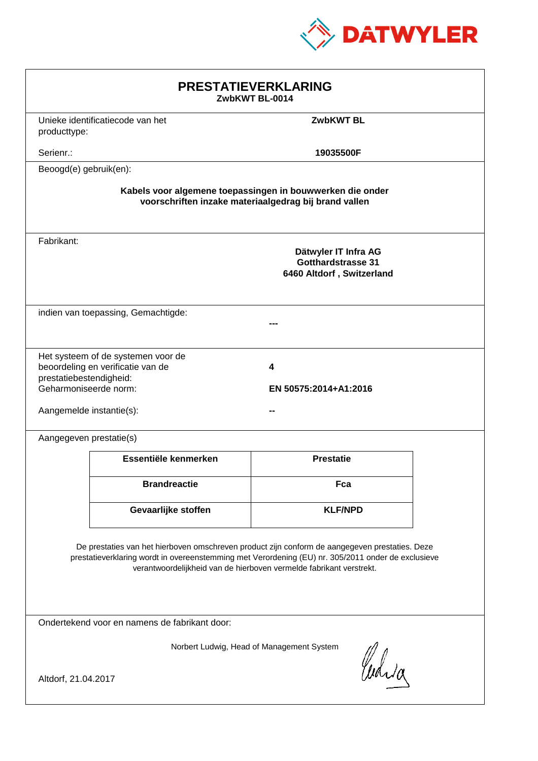DATWYLER

# PRESTATIEVERKLARING

**ZwbKWT BL-0014**

Unieke identificatiecode van het producttype: **ZwbKWT BL**

Serienr.: **19035500F**

Beoogd(e) gebruik(en):

**Kabels voor algemene toepassingen in bouwwerken die onder voorschriften inzake materiaalgedrag bij brand vallen**

Fabrikant:

**Dätwyler IT Infra AG**
**Gotthardstrasse 31**
**6460 Altdorf , Switzerland**

indien van toepassing, Gemachtigde: **---**

Het systeem of de systemen voor de beoordeling en verificatie van de prestatiebestendigheid: **4**

Geharmoniseerde norm: **EN 50575:2014+A1:2016**

Aangemelde instantie(s): **--**

Aangegeven prestatie(s)

| Essentiële kenmerken | Prestatie |
|---|---|
| **Brandreactie** | **Fca** |
| **Gevaarlijke stoffen** | **KLF/NPD** |

De prestaties van het hierboven omschreven product zijn conform de aangegeven prestaties. Deze prestatieverklaring wordt in overeenstemming met Verordening (EU) nr. 305/2011 onder de exclusieve verantwoordelijkheid van de hierboven vermelde fabrikant verstrekt.

Ondertekend voor en namens de fabrikant door:

Norbert Ludwig, Head of Management System

Altdorf, 21.04.2017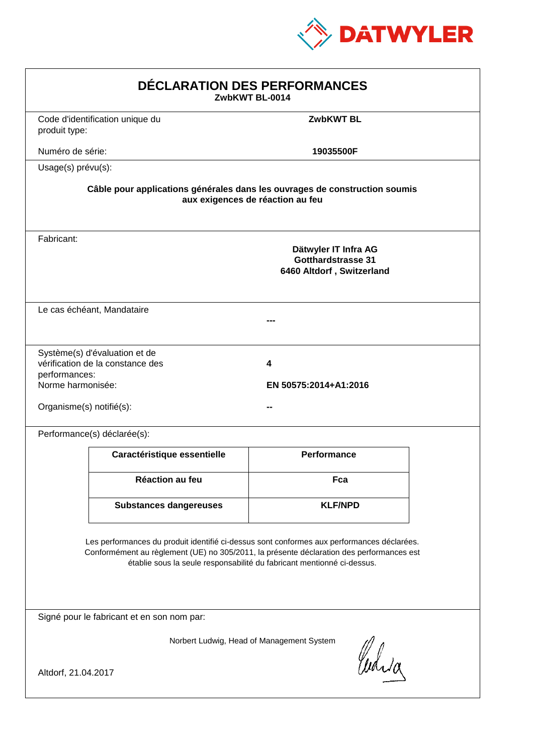DATWYLER

# DÉCLARATION DES PERFORMANCES

**ZwbKWT BL-0014**

Code d'identification unique du produit type: **ZwbKWT BL**

Numéro de série: **19035500F**

Usage(s) prévu(s):

**Câble pour applications générales dans les ouvrages de construction soumis aux exigences de réaction au feu**

Fabricant:

**Dätwyler IT Infra AG**
**Gotthardstrasse 31**
**6460 Altdorf , Switzerland**

Le cas échéant, Mandataire **---**

Système(s) d'évaluation et de vérification de la constance des performances: **4**

Norme harmonisée: **EN 50575:2014+A1:2016**

Organisme(s) notifié(s): **--**

Performance(s) déclarée(s):

| Caractéristique essentielle | Performance |
|---|---|
| Réaction au feu | Fca |
| Substances dangereuses | KLF/NPD |

Les performances du produit identifié ci-dessus sont conformes aux performances déclarées. Conformément au règlement (UE) no 305/2011, la présente déclaration des performances est établie sous la seule responsabilité du fabricant mentionné ci-dessus.

Signé pour le fabricant et en son nom par:

Norbert Ludwig, Head of Management System

Altdorf, 21.04.2017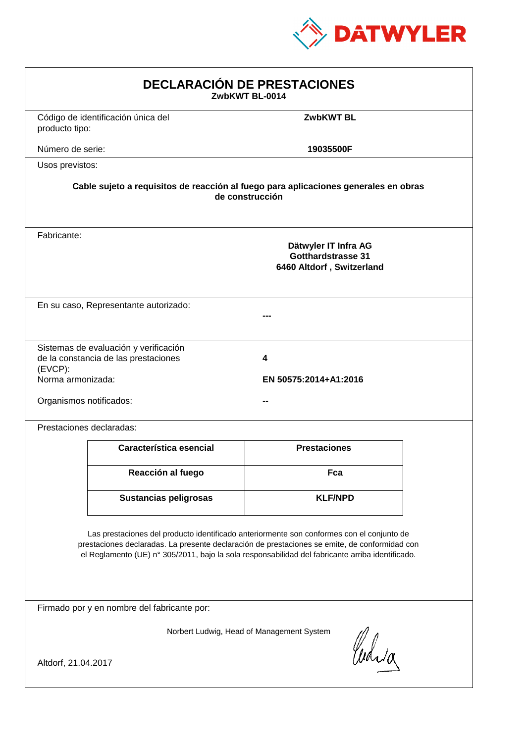DATWYLER

# DECLARACIÓN DE PRESTACIONES

**ZwbKWT BL-0014**

Código de identificación única del producto tipo: **ZwbKWT BL**

Número de serie: **19035500F**

Usos previstos:

**Cable sujeto a requisitos de reacción al fuego para aplicaciones generales en obras de construcción**

Fabricante:

**Dätwyler IT Infra AG**
**Gotthardstrasse 31**
**6460 Altdorf , Switzerland**

En su caso, Representante autorizado: **---**

Sistemas de evaluación y verificación de la constancia de las prestaciones (EVCP): **4**

Norma armonizada: **EN 50575:2014+A1:2016**

Organismos notificados: **--**

Prestaciones declaradas:

| Característica esencial | Prestaciones |
|---|---|
| **Reacción al fuego** | **Fca** |
| **Sustancias peligrosas** | **KLF/NPD** |

Las prestaciones del producto identificado anteriormente son conformes con el conjunto de prestaciones declaradas. La presente declaración de prestaciones se emite, de conformidad con el Reglamento (UE) n° 305/2011, bajo la sola responsabilidad del fabricante arriba identificado.

Firmado por y en nombre del fabricante por:

Norbert Ludwig, Head of Management System

Altdorf, 21.04.2017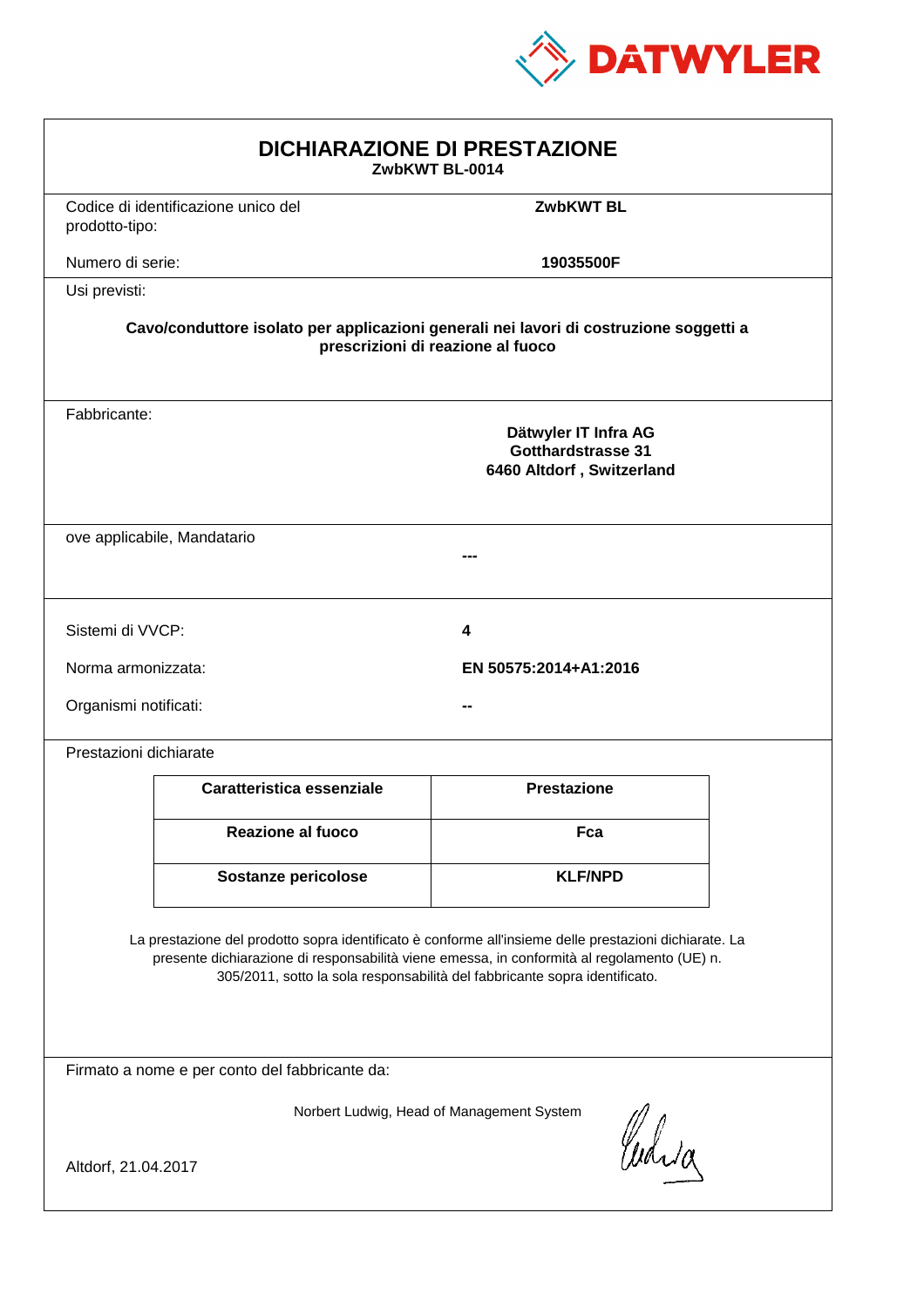DATWYLER

# DICHIARAZIONE DI PRESTAZIONE

**ZwbKWT BL-0014**

Codice di identificazione unico del prodotto-tipo: **ZwbKWT BL**

Numero di serie: **19035500F**

Usi previsti:

**Cavo/conduttore isolato per applicazioni generali nei lavori di costruzione soggetti a prescrizioni di reazione al fuoco**

Fabbricante:

**Dätwyler IT Infra AG**
**Gotthardstrasse 31**
**6460 Altdorf , Switzerland**

ove applicabile, Mandatario

**---**

Sistemi di VVCP: **4**

Norma armonizzata: **EN 50575:2014+A1:2016**

Organismi notificati: **--**

Prestazioni dichiarate

| Caratteristica essenziale | Prestazione |
|---|---|
| **Reazione al fuoco** | **Fca** |
| **Sostanze pericolose** | **KLF/NPD** |

La prestazione del prodotto sopra identificato è conforme all'insieme delle prestazioni dichiarate. La presente dichiarazione di responsabilità viene emessa, in conformità al regolamento (UE) n. 305/2011, sotto la sola responsabilità del fabbricante sopra identificato.

Firmato a nome e per conto del fabbricante da:

Norbert Ludwig, Head of Management System

Altdorf, 21.04.2017